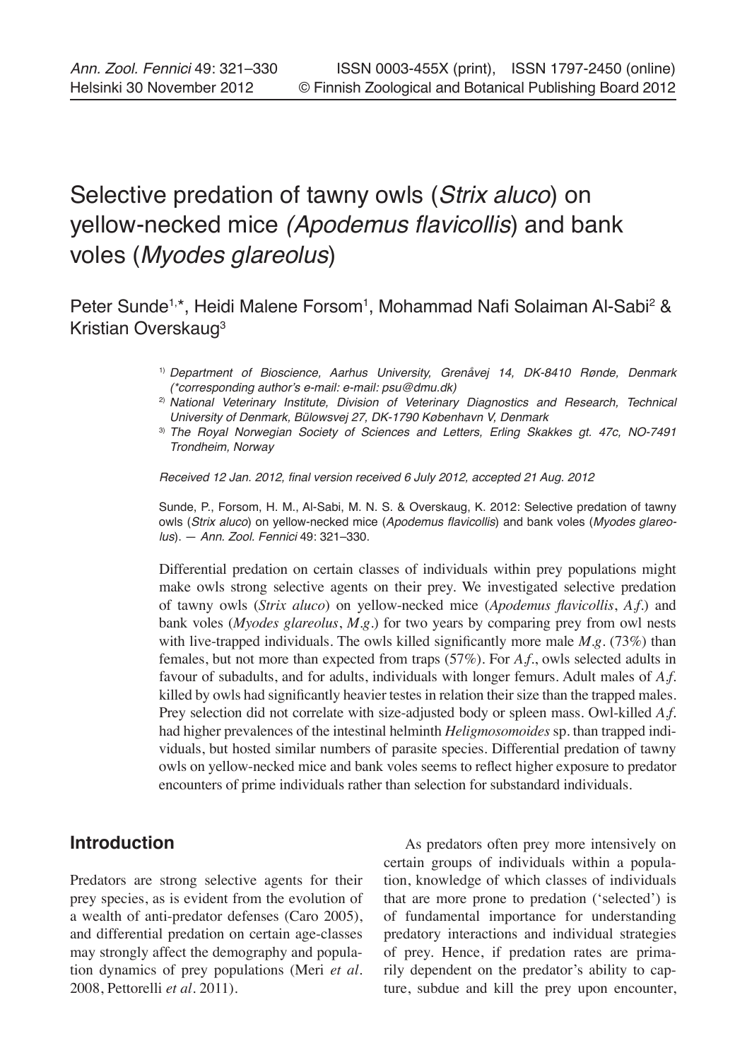# Selective predation of tawny owls (*Strix aluco*) on yellow-necked mice (*Apodemus flavicollis*) and bank voles (*Myodes glareolus*)

Peter Sunde[1,*], Heidi Malene Forsom[1], Mohammad Nafi Solaiman Al-Sabi[2] & Kristian Overskaug[3]

[1] *Department of Bioscience, Aarhus University, Grenåvej 14, DK-8410 Rønde, Denmark (*corresponding author's e-mail: e-mail: psu@dmu.dk)*

[2] *National Veterinary Institute, Division of Veterinary Diagnostics and Research, Technical University of Denmark, Bülowsvej 27, DK-1790 København V, Denmark*

[3] *The Royal Norwegian Society of Sciences and Letters, Erling Skakkes gt. 47c, NO-7491 Trondheim, Norway*

*Received 12 Jan. 2012, final version received 6 July 2012, accepted 21 Aug. 2012*

Sunde, P., Forsom, H. M., Al-Sabi, M. N. S. & Overskaug, K. 2012: Selective predation of tawny owls (*Strix aluco*) on yellow-necked mice (*Apodemus flavicollis*) and bank voles (*Myodes glareolus*). — *Ann. Zool. Fennici* 49: 321–330.

Differential predation on certain classes of individuals within prey populations might make owls strong selective agents on their prey. We investigated selective predation of tawny owls (*Strix aluco*) on yellow-necked mice (*Apodemus flavicollis*, *A.f.*) and bank voles (*Myodes glareolus*, *M.g.*) for two years by comparing prey from owl nests with live-trapped individuals. The owls killed significantly more male *M.g.* (73%) than females, but not more than expected from traps (57%). For *A.f.*, owls selected adults in favour of subadults, and for adults, individuals with longer femurs. Adult males of *A.f.* killed by owls had significantly heavier testes in relation their size than the trapped males. Prey selection did not correlate with size-adjusted body or spleen mass. Owl-killed *A.f.* had higher prevalences of the intestinal helminth *Heligmosomoides* sp. than trapped individuals, but hosted similar numbers of parasite species. Differential predation of tawny owls on yellow-necked mice and bank voles seems to reflect higher exposure to predator encounters of prime individuals rather than selection for substandard individuals.

## Introduction

Predators are strong selective agents for their prey species, as is evident from the evolution of a wealth of anti-predator defenses (Caro 2005), and differential predation on certain age-classes may strongly affect the demography and population dynamics of prey populations (Meri *et al.* 2008, Pettorelli *et al.* 2011).

As predators often prey more intensively on certain groups of individuals within a population, knowledge of which classes of individuals that are more prone to predation ('selected') is of fundamental importance for understanding predatory interactions and individual strategies of prey. Hence, if predation rates are primarily dependent on the predator's ability to capture, subdue and kill the prey upon encounter,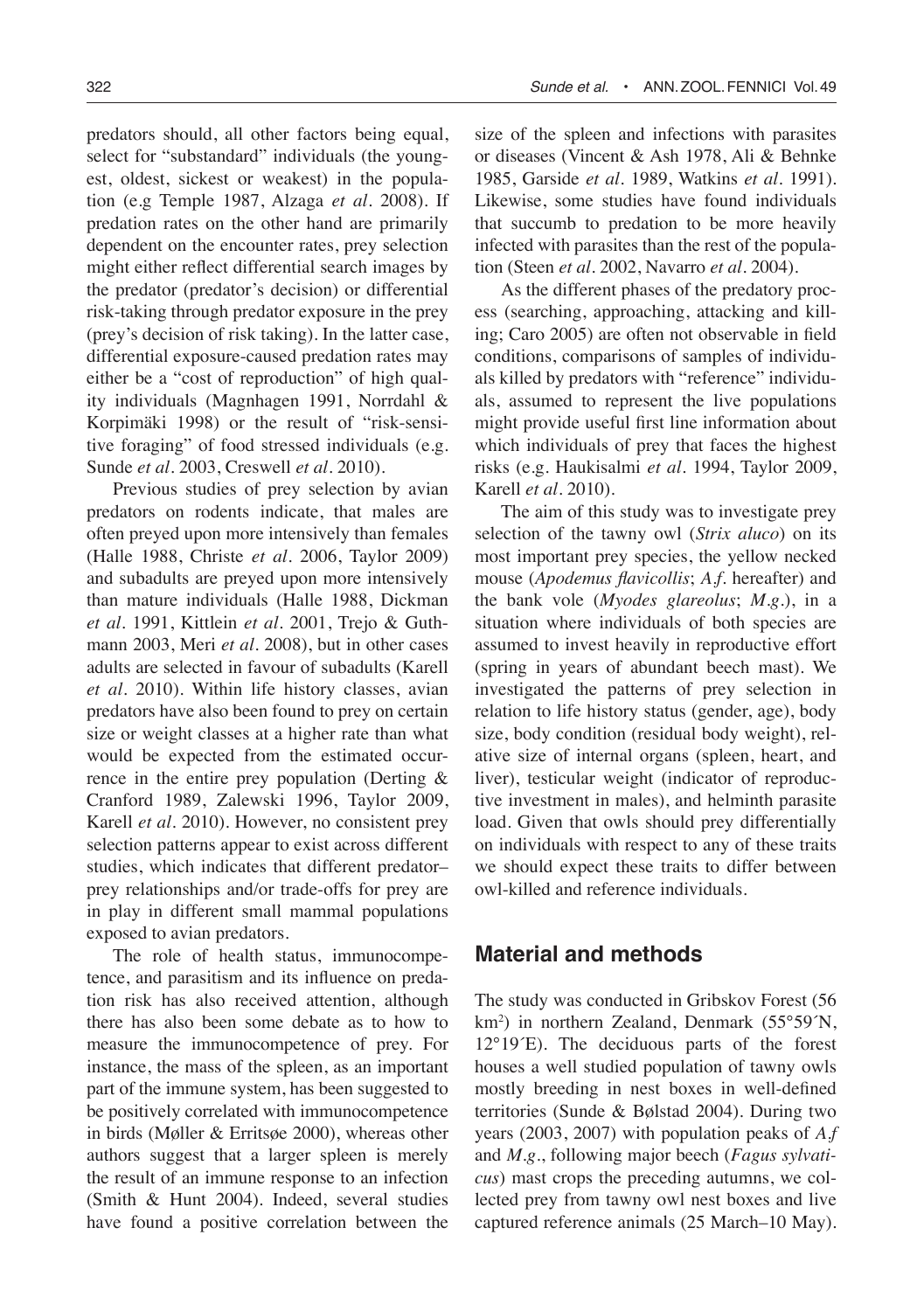predators should, all other factors being equal, select for "substandard" individuals (the youngest, oldest, sickest or weakest) in the population (e.g Temple 1987, Alzaga *et al.* 2008). If predation rates on the other hand are primarily dependent on the encounter rates, prey selection might either reflect differential search images by the predator (predator's decision) or differential risk-taking through predator exposure in the prey (prey's decision of risk taking). In the latter case, differential exposure-caused predation rates may either be a "cost of reproduction" of high quality individuals (Magnhagen 1991, Norrdahl & Korpimäki 1998) or the result of "risk-sensitive foraging" of food stressed individuals (e.g. Sunde *et al.* 2003, Creswell *et al.* 2010).

Previous studies of prey selection by avian predators on rodents indicate, that males are often preyed upon more intensively than females (Halle 1988, Christe *et al.* 2006, Taylor 2009) and subadults are preyed upon more intensively than mature individuals (Halle 1988, Dickman *et al.* 1991, Kittlein *et al.* 2001, Trejo & Guthmann 2003, Meri *et al.* 2008), but in other cases adults are selected in favour of subadults (Karell *et al.* 2010). Within life history classes, avian predators have also been found to prey on certain size or weight classes at a higher rate than what would be expected from the estimated occurrence in the entire prey population (Derting & Cranford 1989, Zalewski 1996, Taylor 2009, Karell *et al.* 2010). However, no consistent prey selection patterns appear to exist across different studies, which indicates that different predator–prey relationships and/or trade-offs for prey are in play in different small mammal populations exposed to avian predators.

The role of health status, immunocompetence, and parasitism and its influence on predation risk has also received attention, although there has also been some debate as to how to measure the immunocompetence of prey. For instance, the mass of the spleen, as an important part of the immune system, has been suggested to be positively correlated with immunocompetence in birds (Møller & Erritsøe 2000), whereas other authors suggest that a larger spleen is merely the result of an immune response to an infection (Smith & Hunt 2004). Indeed, several studies have found a positive correlation between the size of the spleen and infections with parasites or diseases (Vincent & Ash 1978, Ali & Behnke 1985, Garside *et al.* 1989, Watkins *et al.* 1991). Likewise, some studies have found individuals that succumb to predation to be more heavily infected with parasites than the rest of the population (Steen *et al.* 2002, Navarro *et al.* 2004).

As the different phases of the predatory process (searching, approaching, attacking and killing; Caro 2005) are often not observable in field conditions, comparisons of samples of individuals killed by predators with "reference" individuals, assumed to represent the live populations might provide useful first line information about which individuals of prey that faces the highest risks (e.g. Haukisalmi *et al.* 1994, Taylor 2009, Karell *et al.* 2010).

The aim of this study was to investigate prey selection of the tawny owl (*Strix aluco*) on its most important prey species, the yellow necked mouse (*Apodemus flavicollis*; *A.f.* hereafter) and the bank vole (*Myodes glareolus*; *M.g.*), in a situation where individuals of both species are assumed to invest heavily in reproductive effort (spring in years of abundant beech mast). We investigated the patterns of prey selection in relation to life history status (gender, age), body size, body condition (residual body weight), relative size of internal organs (spleen, heart, and liver), testicular weight (indicator of reproductive investment in males), and helminth parasite load. Given that owls should prey differentially on individuals with respect to any of these traits we should expect these traits to differ between owl-killed and reference individuals.

## Material and methods

The study was conducted in Gribskov Forest (56 km$^2$) in northern Zealand, Denmark (55°59´N, 12°19´E). The deciduous parts of the forest houses a well studied population of tawny owls mostly breeding in nest boxes in well-defined territories (Sunde & Bølstad 2004). During two years (2003, 2007) with population peaks of *A.f* and *M.g.*, following major beech (*Fagus sylvaticus*) mast crops the preceding autumns, we collected prey from tawny owl nest boxes and live captured reference animals (25 March–10 May).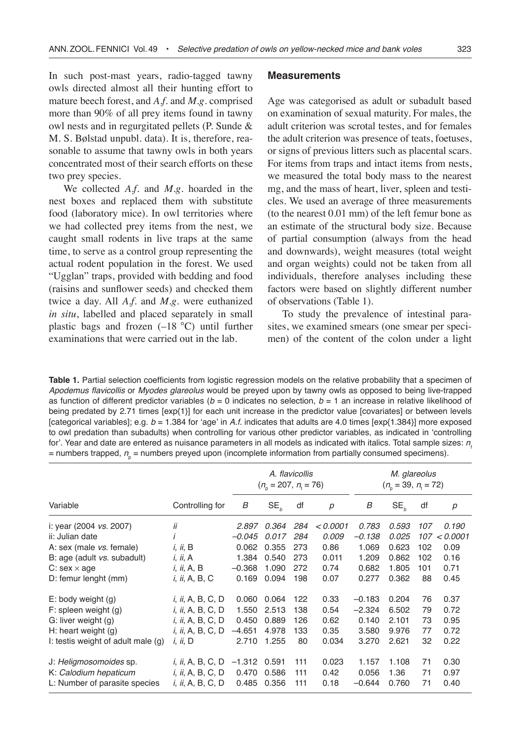In such post-mast years, radio-tagged tawny owls directed almost all their hunting effort to mature beech forest, and *A.f.* and *M.g.* comprised more than 90% of all prey items found in tawny owl nests and in regurgitated pellets (P. Sunde & M. S. Bølstad unpubl. data). It is, therefore, reasonable to assume that tawny owls in both years concentrated most of their search efforts on these two prey species.

We collected *A.f.* and *M.g.* hoarded in the nest boxes and replaced them with substitute food (laboratory mice). In owl territories where we had collected prey items from the nest, we caught small rodents in live traps at the same time, to serve as a control group representing the actual rodent population in the forest. We used "Ugglan" traps, provided with bedding and food (raisins and sunflower seeds) and checked them twice a day. All *A.f.* and *M.g.* were euthanized *in situ*, labelled and placed separately in small plastic bags and frozen (–18 °C) until further examinations that were carried out in the lab.

## Measurements

Age was categorised as adult or subadult based on examination of sexual maturity. For males, the adult criterion was scrotal testes, and for females the adult criterion was presence of teats, foetuses, or signs of previous litters such as placental scars. For items from traps and intact items from nests, we measured the total body mass to the nearest mg, and the mass of heart, liver, spleen and testicles. We used an average of three measurements (to the nearest 0.01 mm) of the left femur bone as an estimate of the structural body size. Because of partial consumption (always from the head and downwards), weight measures (total weight and organ weights) could not be taken from all individuals, therefore analyses including these factors were based on slightly different number of observations (Table 1).

To study the prevalence of intestinal parasites, we examined smears (one smear per specimen) of the content of the colon under a light

**Table 1.** Partial selection coefficients from logistic regression models on the relative probability that a specimen of *Apodemus flavicollis* or *Myodes glareolus* would be preyed upon by tawny owls as opposed to being live-trapped as function of different predictor variables ($b = 0$ indicates no selection, $b = 1$ an increase in relative likelihood of being predated by 2.71 times [exp{1}] for each unit increase in the predictor value [covariates] or between levels [categorical variables]; e.g. $b = 1.384$ for 'age' in *A.f.* indicates that adults are 4.0 times [exp{1.384}] more exposed to owl predation than subadults) when controlling for various other predictor variables, as indicated in 'controlling for'. Year and date are entered as nuisance parameters in all models as indicated with italics. Total sample sizes: $n_t$ = numbers trapped, $n_p$ = numbers preyed upon (incomplete information from partially consumed specimens).

| Variable | Controlling for | *A. flavicollis* ($n_p$ = 207, $n_t$ = 76) | | | | *M. glareolus* ($n_p$ = 39, $n_t$ = 72) | | | |
|---|---|---|---|---|---|---|---|---|---|
| | | $B$ | $SE_b$ | df | $p$ | $B$ | $SE_b$ | df | $p$ |
| i: year (2004 *vs.* 2007) | *ii* | *2.897* | *0.364* | *284* | *< 0.0001* | *0.783* | *0.593* | *107* | *0.190* |
| ii: Julian date | *i* | *–0.045* | *0.017* | *284* | *0.009* | *–0.138* | *0.025* | *107* | *< 0.0001* |
| A: sex (male *vs.* female) | *i*, *ii*, B | 0.062 | 0.355 | 273 | 0.86 | 1.069 | 0.623 | 102 | 0.09 |
| B: age (adult *vs.* subadult) | *i*, *ii*, A | 1.384 | 0.540 | 273 | 0.011 | 1.209 | 0.862 | 102 | 0.16 |
| C: sex × age | *i*, *ii*, A, B | –0.368 | 1.090 | 272 | 0.74 | 0.682 | 1.805 | 101 | 0.71 |
| D: femur lenght (mm) | *i*, *ii*, A, B, C | 0.169 | 0.094 | 198 | 0.07 | 0.277 | 0.362 | 88 | 0.45 |
| E: body weight (g) | *i*, *ii*, A, B, C, D | 0.060 | 0.064 | 122 | 0.33 | –0.183 | 0.204 | 76 | 0.37 |
| F: spleen weight (g) | *i*, *ii*, A, B, C, D | 1.550 | 2.513 | 138 | 0.54 | –2.324 | 6.502 | 79 | 0.72 |
| G: liver weight (g) | *i*, *ii*, A, B, C, D | 0.450 | 0.889 | 126 | 0.62 | 0.140 | 2.101 | 73 | 0.95 |
| H: heart weight (g) | *i*, *ii*, A, B, C, D | –4.651 | 4.978 | 133 | 0.35 | 3.580 | 9.976 | 77 | 0.72 |
| I: testis weight of adult male (g) | *i*, *ii*, D | 2.710 | 1.255 | 80 | 0.034 | 3.270 | 2.621 | 32 | 0.22 |
| J: *Heligmosomoides* sp. | *i*, *ii*, A, B, C, D | –1.312 | 0.591 | 111 | 0.023 | 1.157 | 1.108 | 71 | 0.30 |
| K: *Calodium hepaticum* | *i*, *ii*, A, B, C, D | 0.470 | 0.586 | 111 | 0.42 | 0.056 | 1.36 | 71 | 0.97 |
| L: Number of parasite species | *i*, *ii*, A, B, C, D | 0.485 | 0.356 | 111 | 0.18 | –0.644 | 0.760 | 71 | 0.40 |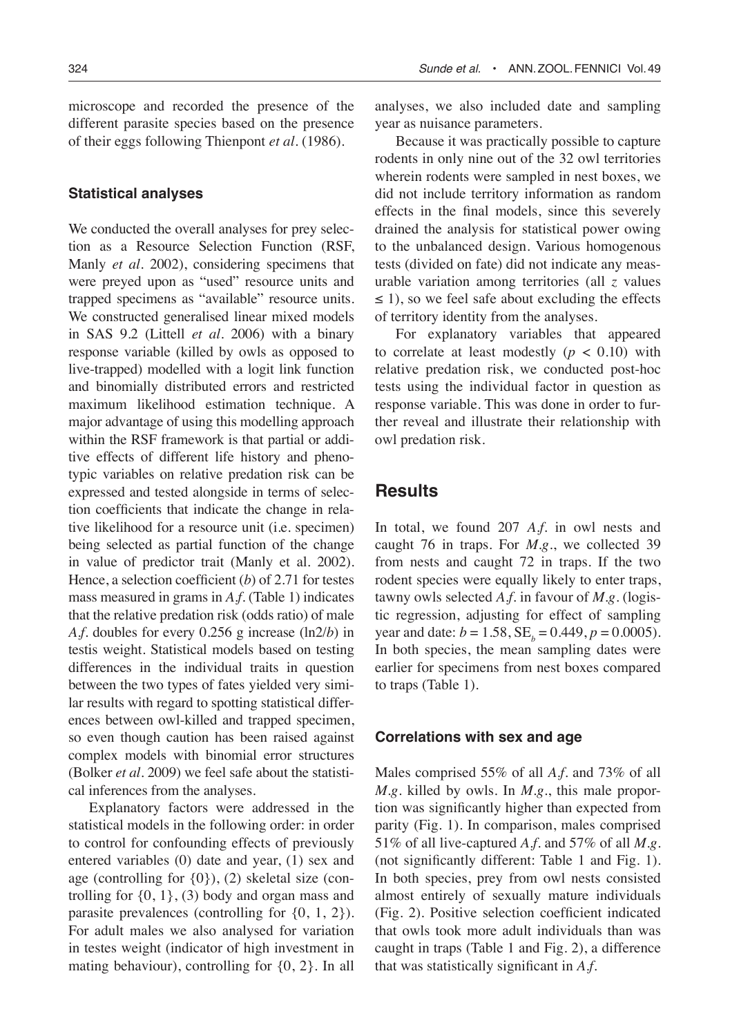microscope and recorded the presence of the different parasite species based on the presence of their eggs following Thienpont *et al*. (1986).

### Statistical analyses

We conducted the overall analyses for prey selection as a Resource Selection Function (RSF, Manly *et al*. 2002), considering specimens that were preyed upon as "used" resource units and trapped specimens as "available" resource units. We constructed generalised linear mixed models in SAS 9.2 (Littell *et al*. 2006) with a binary response variable (killed by owls as opposed to live-trapped) modelled with a logit link function and binomially distributed errors and restricted maximum likelihood estimation technique. A major advantage of using this modelling approach within the RSF framework is that partial or additive effects of different life history and phenotypic variables on relative predation risk can be expressed and tested alongside in terms of selection coefficients that indicate the change in relative likelihood for a resource unit (i.e. specimen) being selected as partial function of the change in value of predictor trait (Manly et al. 2002). Hence, a selection coefficient ($b$) of 2.71 for testes mass measured in grams in *A.f.* (Table 1) indicates that the relative predation risk (odds ratio) of male *A.f.* doubles for every 0.256 g increase ($\ln 2/b$) in testis weight. Statistical models based on testing differences in the individual traits in question between the two types of fates yielded very similar results with regard to spotting statistical differences between owl-killed and trapped specimen, so even though caution has been raised against complex models with binomial error structures (Bolker *et al*. 2009) we feel safe about the statistical inferences from the analyses.

Explanatory factors were addressed in the statistical models in the following order: in order to control for confounding effects of previously entered variables (0) date and year, (1) sex and age (controlling for {0}), (2) skeletal size (controlling for {0, 1}, (3) body and organ mass and parasite prevalences (controlling for {0, 1, 2}). For adult males we also analysed for variation in testes weight (indicator of high investment in mating behaviour), controlling for {0, 2}. In all analyses, we also included date and sampling year as nuisance parameters.

Because it was practically possible to capture rodents in only nine out of the 32 owl territories wherein rodents were sampled in nest boxes, we did not include territory information as random effects in the final models, since this severely drained the analysis for statistical power owing to the unbalanced design. Various homogenous tests (divided on fate) did not indicate any measurable variation among territories (all $z$ values $\leq 1$), so we feel safe about excluding the effects of territory identity from the analyses.

For explanatory variables that appeared to correlate at least modestly ($p < 0.10$) with relative predation risk, we conducted post-hoc tests using the individual factor in question as response variable. This was done in order to further reveal and illustrate their relationship with owl predation risk.

## Results

In total, we found 207 *A.f.* in owl nests and caught 76 in traps. For *M.g.*, we collected 39 from nests and caught 72 in traps. If the two rodent species were equally likely to enter traps, tawny owls selected *A.f.* in favour of *M.g.* (logistic regression, adjusting for effect of sampling year and date: $b = 1.58$, $SE_b = 0.449$, $p = 0.0005$). In both species, the mean sampling dates were earlier for specimens from nest boxes compared to traps (Table 1).

### Correlations with sex and age

Males comprised 55% of all *A.f.* and 73% of all *M.g.* killed by owls. In *M.g.*, this male proportion was significantly higher than expected from parity (Fig. 1). In comparison, males comprised 51% of all live-captured *A.f.* and 57% of all *M.g.* (not significantly different: Table 1 and Fig. 1). In both species, prey from owl nests consisted almost entirely of sexually mature individuals (Fig. 2). Positive selection coefficient indicated that owls took more adult individuals than was caught in traps (Table 1 and Fig. 2), a difference that was statistically significant in *A.f.*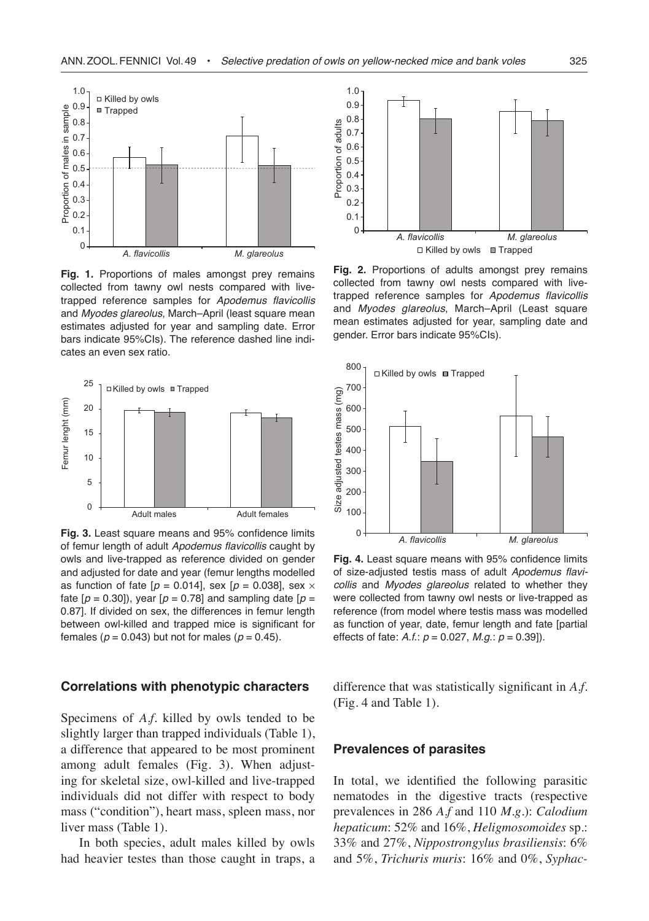**Fig. 1.** Proportions of males amongst prey remains collected from tawny owl nests compared with live-trapped reference samples for *Apodemus flavicollis* and *Myodes glareolus*, March–April (least square mean estimates adjusted for year and sampling date. Error bars indicate 95%CIs). The reference dashed line indicates an even sex ratio.

**Fig. 2.** Proportions of adults amongst prey remains collected from tawny owl nests compared with live-trapped reference samples for *Apodemus flavicollis* and *Myodes glareolus*, March–April (Least square mean estimates adjusted for year, sampling date and gender. Error bars indicate 95%CIs).

**Fig. 3.** Least square means and 95% confidence limits of femur length of adult *Apodemus flavicollis* caught by owls and live-trapped as reference divided on gender and adjusted for date and year (femur lengths modelled as function of fate [$p = 0.014$], sex [$p = 0.038$], sex $\times$ fate [$p = 0.30$]), year [$p = 0.78$] and sampling date [$p = 0.87$]. If divided on sex, the differences in femur length between owl-killed and trapped mice is significant for females ($p = 0.043$) but not for males ($p = 0.45$).

**Fig. 4.** Least square means with 95% confidence limits of size-adjusted testis mass of adult *Apodemus flavicollis* and *Myodes glareolus* related to whether they were collected from tawny owl nests or live-trapped as reference (from model where testis mass was modelled as function of year, date, femur length and fate [partial effects of fate: *A.f.*: $p = 0.027$, *M.g.*: $p = 0.39$]).

## Correlations with phenotypic characters

Specimens of *A.f.* killed by owls tended to be slightly larger than trapped individuals (Table 1), a difference that appeared to be most prominent among adult females (Fig. 3). When adjusting for skeletal size, owl-killed and live-trapped individuals did not differ with respect to body mass ("condition"), heart mass, spleen mass, nor liver mass (Table 1).

In both species, adult males killed by owls had heavier testes than those caught in traps, a difference that was statistically significant in *A.f.* (Fig. 4 and Table 1).

## Prevalences of parasites

In total, we identified the following parasitic nematodes in the digestive tracts (respective prevalences in 286 *A.f* and 110 *M.g.*): *Calodium hepaticum*: 52% and 16%, *Heligmosomoides* sp.: 33% and 27%, *Nippostrongylus brasiliensis*: 6% and 5%, *Trichuris muris*: 16% and 0%, *Syphac-*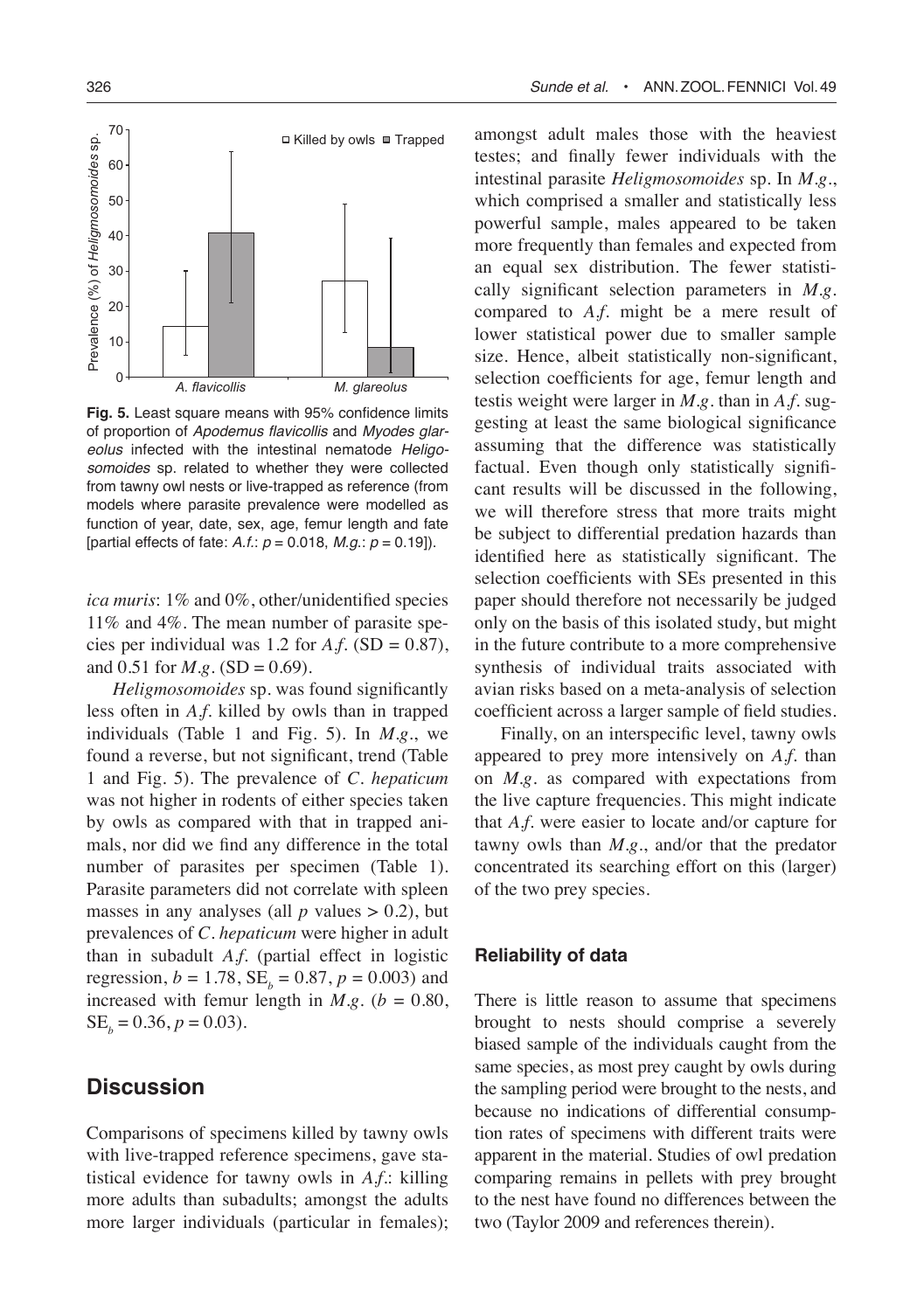Fig. 5. Least square means with 95% confidence limits of proportion of *Apodemus flavicollis* and *Myodes glareolus* infected with the intestinal nematode *Heligosomoides* sp. related to whether they were collected from tawny owl nests or live-trapped as reference (from models where parasite prevalence were modelled as function of year, date, sex, age, femur length and fate [partial effects of fate: *A.f.*: $p = 0.018$, *M.g.*: $p = 0.19$]).

*ica muris*: 1% and 0%, other/unidentified species 11% and 4%. The mean number of parasite species per individual was 1.2 for *A.f.* (SD = 0.87), and 0.51 for *M.g.* (SD = 0.69).

*Heligmosomoides* sp. was found significantly less often in *A.f.* killed by owls than in trapped individuals (Table 1 and Fig. 5). In *M.g.*, we found a reverse, but not significant, trend (Table 1 and Fig. 5). The prevalence of *C. hepaticum* was not higher in rodents of either species taken by owls as compared with that in trapped animals, nor did we find any difference in the total number of parasites per specimen (Table 1). Parasite parameters did not correlate with spleen masses in any analyses (all $p$ values $> 0.2$), but prevalences of *C. hepaticum* were higher in adult than in subadult *A.f.* (partial effect in logistic regression, $b = 1.78$, $SE_b = 0.87$, $p = 0.003$) and increased with femur length in *M.g.* ($b = 0.80$, $SE_b = 0.36$, $p = 0.03$).

## Discussion

Comparisons of specimens killed by tawny owls with live-trapped reference specimens, gave statistical evidence for tawny owls in *A.f.*: killing more adults than subadults; amongst the adults more larger individuals (particular in females); amongst adult males those with the heaviest testes; and finally fewer individuals with the intestinal parasite *Heligmosomoides* sp. In *M.g.*, which comprised a smaller and statistically less powerful sample, males appeared to be taken more frequently than females and expected from an equal sex distribution. The fewer statistically significant selection parameters in *M.g.* compared to *A.f.* might be a mere result of lower statistical power due to smaller sample size. Hence, albeit statistically non-significant, selection coefficients for age, femur length and testis weight were larger in *M.g.* than in *A.f.* suggesting at least the same biological significance assuming that the difference was statistically factual. Even though only statistically significant results will be discussed in the following, we will therefore stress that more traits might be subject to differential predation hazards than identified here as statistically significant. The selection coefficients with SEs presented in this paper should therefore not necessarily be judged only on the basis of this isolated study, but might in the future contribute to a more comprehensive synthesis of individual traits associated with avian risks based on a meta-analysis of selection coefficient across a larger sample of field studies.

Finally, on an interspecific level, tawny owls appeared to prey more intensively on *A.f.* than on *M.g.* as compared with expectations from the live capture frequencies. This might indicate that *A.f.* were easier to locate and/or capture for tawny owls than *M.g.*, and/or that the predator concentrated its searching effort on this (larger) of the two prey species.

### Reliability of data

There is little reason to assume that specimens brought to nests should comprise a severely biased sample of the individuals caught from the same species, as most prey caught by owls during the sampling period were brought to the nests, and because no indications of differential consumption rates of specimens with different traits were apparent in the material. Studies of owl predation comparing remains in pellets with prey brought to the nest have found no differences between the two (Taylor 2009 and references therein).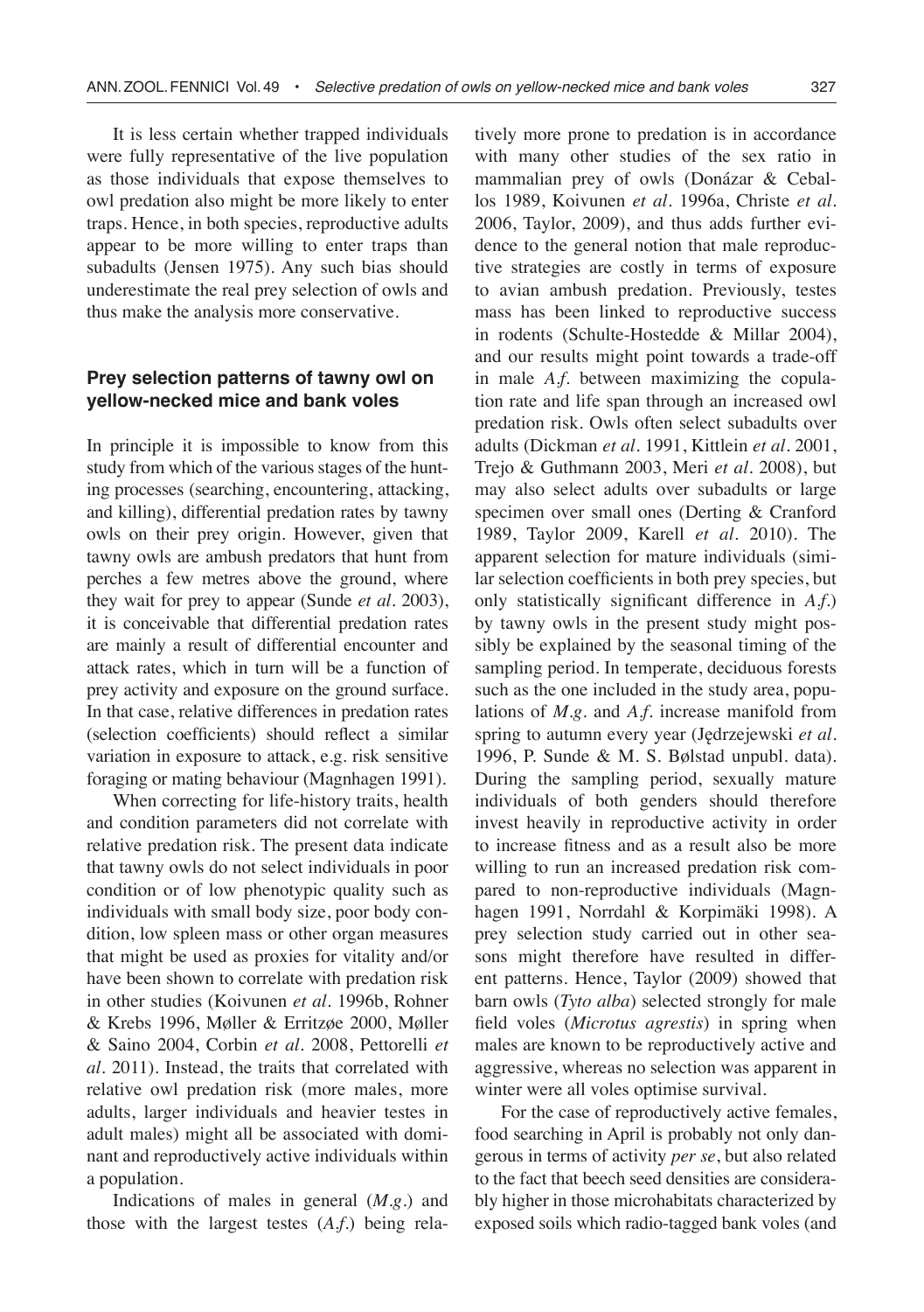It is less certain whether trapped individuals were fully representative of the live population as those individuals that expose themselves to owl predation also might be more likely to enter traps. Hence, in both species, reproductive adults appear to be more willing to enter traps than subadults (Jensen 1975). Any such bias should underestimate the real prey selection of owls and thus make the analysis more conservative.

### Prey selection patterns of tawny owl on yellow-necked mice and bank voles

In principle it is impossible to know from this study from which of the various stages of the hunting processes (searching, encountering, attacking, and killing), differential predation rates by tawny owls on their prey origin. However, given that tawny owls are ambush predators that hunt from perches a few metres above the ground, where they wait for prey to appear (Sunde *et al.* 2003), it is conceivable that differential predation rates are mainly a result of differential encounter and attack rates, which in turn will be a function of prey activity and exposure on the ground surface. In that case, relative differences in predation rates (selection coefficients) should reflect a similar variation in exposure to attack, e.g. risk sensitive foraging or mating behaviour (Magnhagen 1991).

When correcting for life-history traits, health and condition parameters did not correlate with relative predation risk. The present data indicate that tawny owls do not select individuals in poor condition or of low phenotypic quality such as individuals with small body size, poor body condition, low spleen mass or other organ measures that might be used as proxies for vitality and/or have been shown to correlate with predation risk in other studies (Koivunen *et al.* 1996b, Rohner & Krebs 1996, Møller & Erritzøe 2000, Møller & Saino 2004, Corbin *et al.* 2008, Pettorelli *et al.* 2011). Instead, the traits that correlated with relative owl predation risk (more males, more adults, larger individuals and heavier testes in adult males) might all be associated with dominant and reproductively active individuals within a population.

Indications of males in general (*M.g.*) and those with the largest testes (*A.f.*) being relatively more prone to predation is in accordance with many other studies of the sex ratio in mammalian prey of owls (Donázar & Ceballos 1989, Koivunen *et al.* 1996a, Christe *et al.* 2006, Taylor, 2009), and thus adds further evidence to the general notion that male reproductive strategies are costly in terms of exposure to avian ambush predation. Previously, testes mass has been linked to reproductive success in rodents (Schulte-Hostedde & Millar 2004), and our results might point towards a trade-off in male *A.f.* between maximizing the copulation rate and life span through an increased owl predation risk. Owls often select subadults over adults (Dickman *et al.* 1991, Kittlein *et al.* 2001, Trejo & Guthmann 2003, Meri *et al.* 2008), but may also select adults over subadults or large specimen over small ones (Derting & Cranford 1989, Taylor 2009, Karell *et al.* 2010). The apparent selection for mature individuals (similar selection coefficients in both prey species, but only statistically significant difference in *A.f.*) by tawny owls in the present study might possibly be explained by the seasonal timing of the sampling period. In temperate, deciduous forests such as the one included in the study area, populations of *M.g.* and *A.f.* increase manifold from spring to autumn every year (Jędrzejewski *et al.* 1996, P. Sunde & M. S. Bølstad unpubl. data). During the sampling period, sexually mature individuals of both genders should therefore invest heavily in reproductive activity in order to increase fitness and as a result also be more willing to run an increased predation risk compared to non-reproductive individuals (Magnhagen 1991, Norrdahl & Korpimäki 1998). A prey selection study carried out in other seasons might therefore have resulted in different patterns. Hence, Taylor (2009) showed that barn owls (*Tyto alba*) selected strongly for male field voles (*Microtus agrestis*) in spring when males are known to be reproductively active and aggressive, whereas no selection was apparent in winter were all voles optimise survival.

For the case of reproductively active females, food searching in April is probably not only dangerous in terms of activity *per se*, but also related to the fact that beech seed densities are considerably higher in those microhabitats characterized by exposed soils which radio-tagged bank voles (and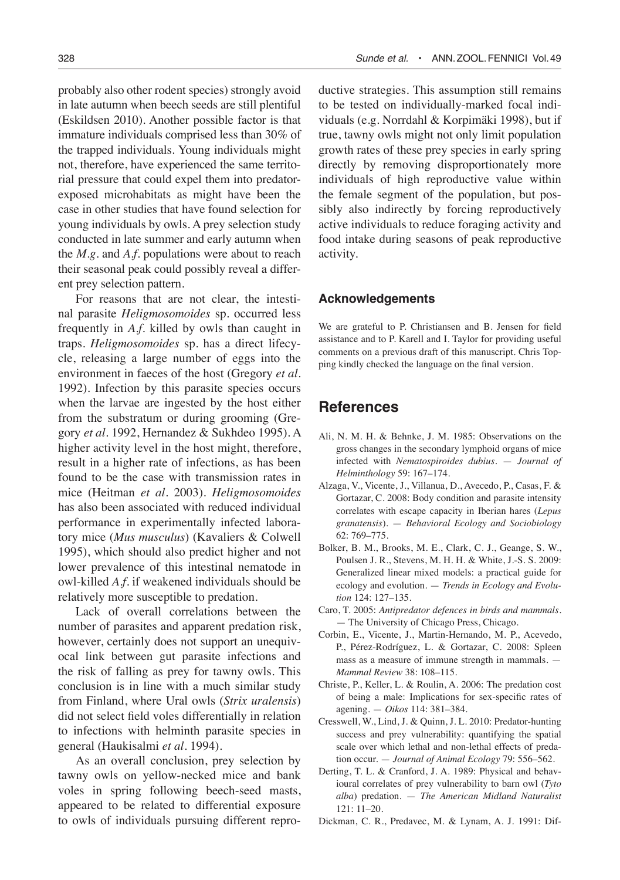probably also other rodent species) strongly avoid in late autumn when beech seeds are still plentiful (Eskildsen 2010). Another possible factor is that immature individuals comprised less than 30% of the trapped individuals. Young individuals might not, therefore, have experienced the same territorial pressure that could expel them into predator-exposed microhabitats as might have been the case in other studies that have found selection for young individuals by owls. A prey selection study conducted in late summer and early autumn when the *M.g.* and *A.f.* populations were about to reach their seasonal peak could possibly reveal a different prey selection pattern.

For reasons that are not clear, the intestinal parasite *Heligmosomoides* sp. occurred less frequently in *A.f.* killed by owls than caught in traps. *Heligmosomoides* sp. has a direct lifecycle, releasing a large number of eggs into the environment in faeces of the host (Gregory *et al.* 1992). Infection by this parasite species occurs when the larvae are ingested by the host either from the substratum or during grooming (Gregory *et al.* 1992, Hernandez & Sukhdeo 1995). A higher activity level in the host might, therefore, result in a higher rate of infections, as has been found to be the case with transmission rates in mice (Heitman *et al.* 2003). *Heligmosomoides* has also been associated with reduced individual performance in experimentally infected laboratory mice (*Mus musculus*) (Kavaliers & Colwell 1995), which should also predict higher and not lower prevalence of this intestinal nematode in owl-killed *A.f.* if weakened individuals should be relatively more susceptible to predation.

Lack of overall correlations between the number of parasites and apparent predation risk, however, certainly does not support an unequivocal link between gut parasite infections and the risk of falling as prey for tawny owls. This conclusion is in line with a much similar study from Finland, where Ural owls (*Strix uralensis*) did not select field voles differentially in relation to infections with helminth parasite species in general (Haukisalmi *et al.* 1994).

As an overall conclusion, prey selection by tawny owls on yellow-necked mice and bank voles in spring following beech-seed masts, appeared to be related to differential exposure to owls of individuals pursuing different reproductive strategies. This assumption still remains to be tested on individually-marked focal individuals (e.g. Norrdahl & Korpimäki 1998), but if true, tawny owls might not only limit population growth rates of these prey species in early spring directly by removing disproportionately more individuals of high reproductive value within the female segment of the population, but possibly also indirectly by forcing reproductively active individuals to reduce foraging activity and food intake during seasons of peak reproductive activity.

## Acknowledgements

We are grateful to P. Christiansen and B. Jensen for field assistance and to P. Karell and I. Taylor for providing useful comments on a previous draft of this manuscript. Chris Topping kindly checked the language on the final version.

## References

Ali, N. M. H. & Behnke, J. M. 1985: Observations on the gross changes in the secondary lymphoid organs of mice infected with *Nematospiroides dubius*. — *Journal of Helminthology* 59: 167–174.

Alzaga, V., Vicente, J., Villanua, D., Avecedo, P., Casas, F. & Gortazar, C. 2008: Body condition and parasite intensity correlates with escape capacity in Iberian hares (*Lepus granatensis*). — *Behavioral Ecology and Sociobiology* 62: 769–775.

Bolker, B. M., Brooks, M. E., Clark, C. J., Geange, S. W., Poulsen J. R., Stevens, M. H. H. & White, J.-S. S. 2009: Generalized linear mixed models: a practical guide for ecology and evolution. — *Trends in Ecology and Evolution* 124: 127–135.

Caro, T. 2005: *Antipredator defences in birds and mammals*. — The University of Chicago Press, Chicago.

Corbin, E., Vicente, J., Martin-Hernando, M. P., Acevedo, P., Pérez-Rodríguez, L. & Gortazar, C. 2008: Spleen mass as a measure of immune strength in mammals. — *Mammal Review* 38: 108–115.

Christe, P., Keller, L. & Roulin, A. 2006: The predation cost of being a male: Implications for sex-specific rates of ageing. — *Oikos* 114: 381–384.

Cresswell, W., Lind, J. & Quinn, J. L. 2010: Predator-hunting success and prey vulnerability: quantifying the spatial scale over which lethal and non-lethal effects of predation occur. — *Journal of Animal Ecology* 79: 556–562.

Derting, T. L. & Cranford, J. A. 1989: Physical and behavioural correlates of prey vulnerability to barn owl (*Tyto alba*) predation. — *The American Midland Naturalist* 121: 11–20.

Dickman, C. R., Predavec, M. & Lynam, A. J. 1991: Dif-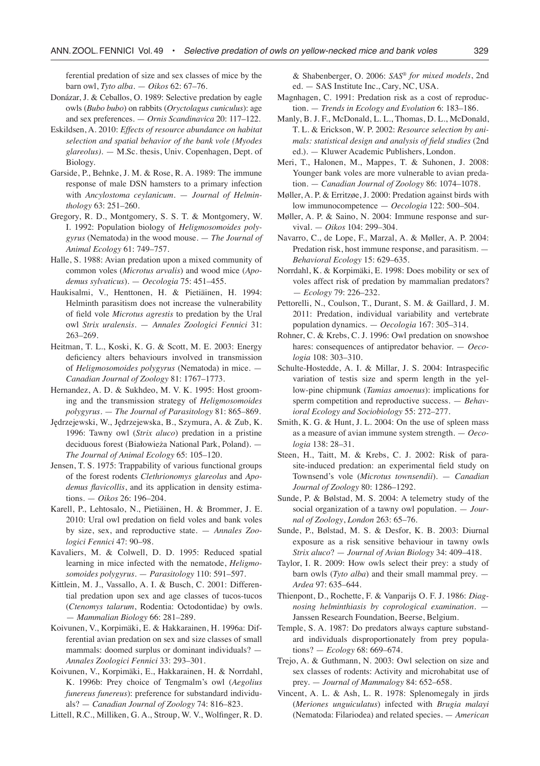ferential predation of size and sex classes of mice by the barn owl, *Tyto alba*. — *Oikos* 62: 67–76.

Donázar, J. & Ceballos, O. 1989: Selective predation by eagle owls (*Bubo bubo*) on rabbits (*Oryctolagus cuniculus*): age and sex preferences. — *Ornis Scandinavica* 20: 117–122.

Eskildsen, A. 2010: *Effects of resource abundance on habitat selection and spatial behavior of the bank vole (Myodes glareolus)*. — M.Sc. thesis, Univ. Copenhagen, Dept. of Biology.

Garside, P., Behnke, J. M. & Rose, R. A. 1989: The immune response of male DSN hamsters to a primary infection with *Ancylostoma ceylanicum*. — *Journal of Helminthology* 63: 251–260.

Gregory, R. D., Montgomery, S. S. T. & Montgomery, W. I. 1992: Population biology of *Heligmosomoides polygyrus* (Nematoda) in the wood mouse. — *The Journal of Animal Ecology* 61: 749–757.

Halle, S. 1988: Avian predation upon a mixed community of common voles (*Microtus arvalis*) and wood mice (*Apodemus sylvaticus*). — *Oecologia* 75: 451–455.

Haukisalmi, V., Henttonen, H. & Pietiäinen, H. 1994: Helminth parasitism does not increase the vulnerability of field vole *Microtus agrestis* to predation by the Ural owl *Strix uralensis*. — *Annales Zoologici Fennici* 31: 263–269.

Heitman, T. L., Koski, K. G. & Scott, M. E. 2003: Energy deficiency alters behaviours involved in transmission of *Heligmosomoides polygyrus* (Nematoda) in mice. — *Canadian Journal of Zoology* 81: 1767–1773.

Hernandez, A. D. & Sukhdeo, M. V. K. 1995: Host grooming and the transmission strategy of *Heligmosomoides polygyrus*. — *The Journal of Parasitology* 81: 865–869.

Jędrzejewski, W., Jędrzejewska, B., Szymura, A. & Zub, K. 1996: Tawny owl (*Strix aluco*) predation in a pristine deciduous forest (Białowieża National Park, Poland). — *The Journal of Animal Ecology* 65: 105–120.

Jensen, T. S. 1975: Trappability of various functional groups of the forest rodents *Clethrionomys glareolus* and *Apodemus flavicollis*, and its application in density estimations. — *Oikos* 26: 196–204.

Karell, P., Lehtosalo, N., Pietiäinen, H. & Brommer, J. E. 2010: Ural owl predation on field voles and bank voles by size, sex, and reproductive state. — *Annales Zoologici Fennici* 47: 90–98.

Kavaliers, M. & Colwell, D. D. 1995: Reduced spatial learning in mice infected with the nematode, *Heligmosomoides polygyrus*. — *Parasitology* 110: 591–597.

Kittlein, M. J., Vassallo, A. I. & Busch, C. 2001: Differential predation upon sex and age classes of tucos-tucos (*Ctenomys talarum*, Rodentia: Octodontidae) by owls. — *Mammalian Biology* 66: 281–289.

Koivunen, V., Korpimäki, E. & Hakkarainen, H. 1996a: Differential avian predation on sex and size classes of small mammals: doomed surplus or dominant individuals? — *Annales Zoologici Fennici* 33: 293–301.

Koivunen, V., Korpimäki, E., Hakkarainen, H. & Norrdahl, K. 1996b: Prey choice of Tengmalm's owl (*Aegolius funereus funereus*): preference for substandard individuals? — *Canadian Journal of Zoology* 74: 816–823.

Littell, R.C., Milliken, G. A., Stroup, W. V., Wolfinger, R. D. & Shabenberger, O. 2006: *SAS® for mixed models*, 2nd ed. — SAS Institute Inc., Cary, NC, USA.

Magnhagen, C. 1991: Predation risk as a cost of reproduction. — *Trends in Ecology and Evolution* 6: 183–186.

Manly, B. J. F., McDonald, L. L., Thomas, D. L., McDonald, T. L. & Erickson, W. P. 2002: *Resource selection by animals: statistical design and analysis of field studies* (2nd ed.). — Kluwer Academic Publishers, London.

Meri, T., Halonen, M., Mappes, T. & Suhonen, J. 2008: Younger bank voles are more vulnerable to avian predation. — *Canadian Journal of Zoology* 86: 1074–1078.

Møller, A. P. & Erritzøe, J. 2000: Predation against birds with low immunocompetence — *Oecologia* 122: 500–504.

Møller, A. P. & Saino, N. 2004: Immune response and survival. — *Oikos* 104: 299–304.

Navarro, C., de Lope, F., Marzal, A. & Møller, A. P. 2004: Predation risk, host immune response, and parasitism. — *Behavioral Ecology* 15: 629–635.

Norrdahl, K. & Korpimäki, E. 1998: Does mobility or sex of voles affect risk of predation by mammalian predators? — *Ecology* 79: 226–232.

Pettorelli, N., Coulson, T., Durant, S. M. & Gaillard, J. M. 2011: Predation, individual variability and vertebrate population dynamics. — *Oecologia* 167: 305–314.

Rohner, C. & Krebs, C. J. 1996: Owl predation on snowshoe hares: consequences of antipredator behavior. — *Oecologia* 108: 303–310.

Schulte-Hostedde, A. I. & Millar, J. S. 2004: Intraspecific variation of testis size and sperm length in the yellow-pine chipmunk (*Tamias amoenus*): implications for sperm competition and reproductive success. — *Behavioral Ecology and Sociobiology* 55: 272–277.

Smith, K. G. & Hunt, J. L. 2004: On the use of spleen mass as a measure of avian immune system strength. — *Oecologia* 138: 28–31.

Steen, H., Taitt, M. & Krebs, C. J. 2002: Risk of parasite-induced predation: an experimental field study on Townsend's vole (*Microtus townsendii*). — *Canadian Journal of Zoology* 80: 1286–1292.

Sunde, P. & Bølstad, M. S. 2004: A telemetry study of the social organization of a tawny owl population. — *Journal of Zoology, London* 263: 65–76.

Sunde, P., Bølstad, M. S. & Desfor, K. B. 2003: Diurnal exposure as a risk sensitive behaviour in tawny owls *Strix aluco*? — *Journal of Avian Biology* 34: 409–418.

Taylor, I. R. 2009: How owls select their prey: a study of barn owls (*Tyto alba*) and their small mammal prey. — *Ardea* 97: 635–644.

Thienpont, D., Rochette, F. & Vanparijs O. F. J. 1986: *Diagnosing helminthiasis by coprological examination*. — Janssen Research Foundation, Beerse, Belgium.

Temple, S. A. 1987: Do predators always capture substandard individuals disproportionately from prey populations? — *Ecology* 68: 669–674.

Trejo, A. & Guthmann, N. 2003: Owl selection on size and sex classes of rodents: Activity and microhabitat use of prey. — *Journal of Mammalogy* 84: 652–658.

Vincent, A. L. & Ash, L. R. 1978: Splenomegaly in jirds (*Meriones unguiculatus*) infected with *Brugia malayi* (Nematoda: Filariodea) and related species. — *American*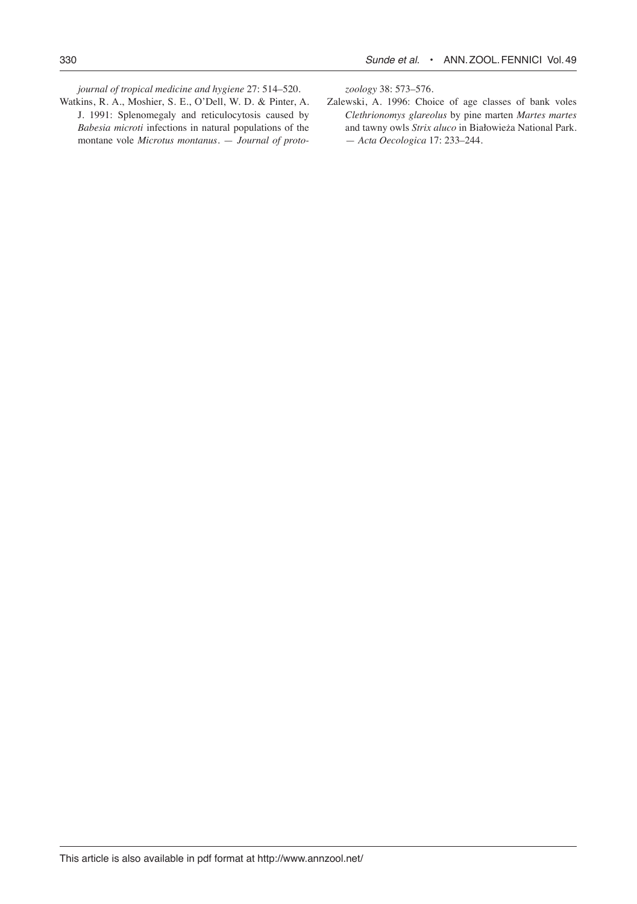*journal of tropical medicine and hygiene* 27: 514–520.

Watkins, R. A., Moshier, S. E., O'Dell, W. D. & Pinter, A. J. 1991: Splenomegaly and reticulocytosis caused by *Babesia microti* infections in natural populations of the montane vole *Microtus montanus*. — *Journal of protozoology* 38: 573–576.

Zalewski, A. 1996: Choice of age classes of bank voles *Clethrionomys glareolus* by pine marten *Martes martes* and tawny owls *Strix aluco* in Białowieża National Park. — *Acta Oecologica* 17: 233–244.

This article is also available in pdf format at http://www.annzool.net/